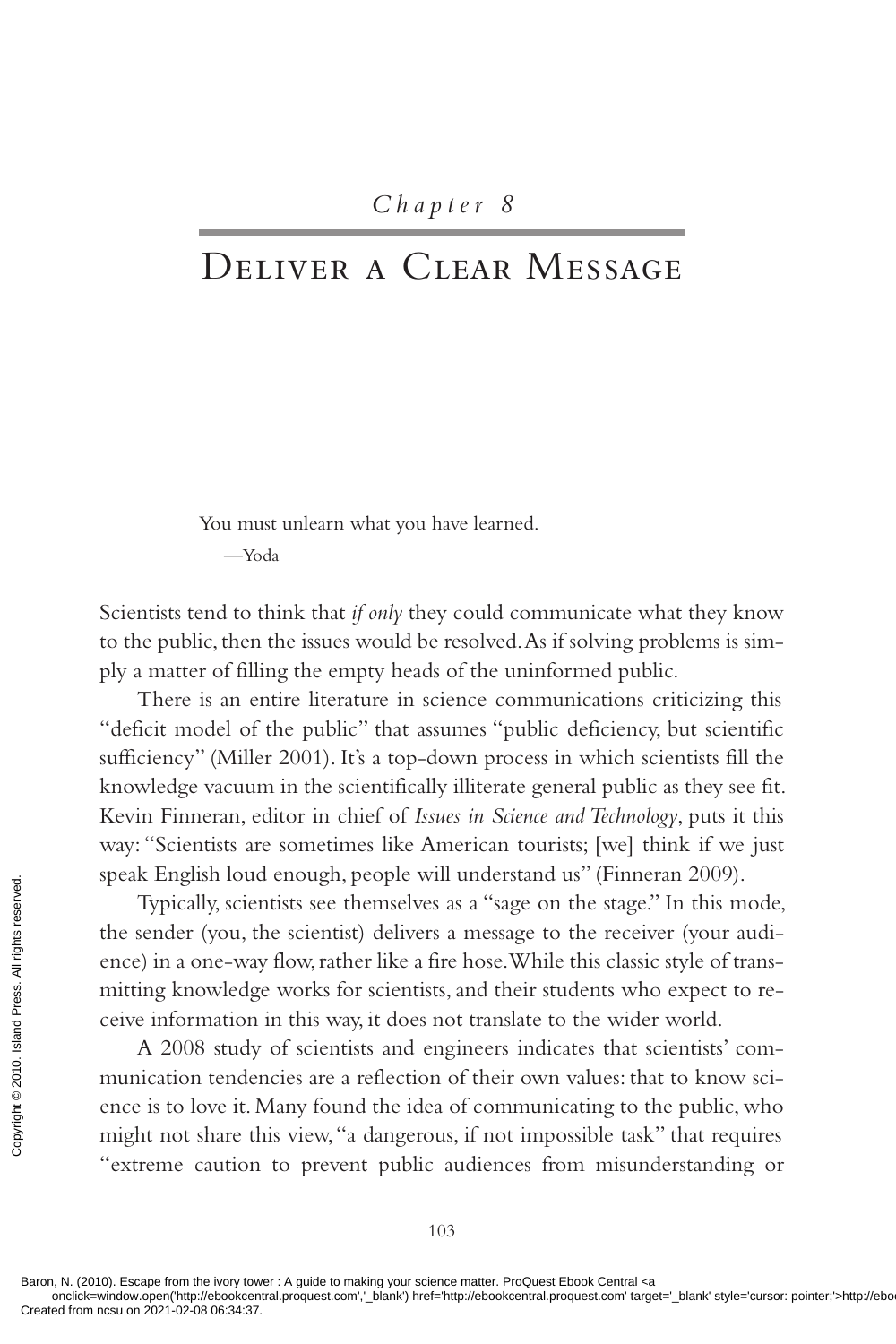*Chapter 8*

# Deliver a Clear Message

You must unlearn what you have learned.

—Yoda

Scientists tend to think that *if only* they could communicate what they know to the public, then the issues would be resolved. As if solving problems is simply a matter of filling the empty heads of the uninformed public.

There is an entire literature in science communications criticizing this "deficit model of the public" that assumes "public deficiency, but scientific sufficiency" (Miller 2001). It's a top-down process in which scientists fill the knowledge vacuum in the scientifically illiterate general public as they see fit. Kevin Finneran, editor in chief of *Issues in Science and Technology*, puts it this way: "Scientists are sometimes like American tourists; [we] think if we just speak English loud enough, people will understand us" (Finneran 2009).

Typically, scientists see themselves as a "sage on the stage." In this mode, the sender (you, the scientist) delivers a message to the receiver (your audience) in a one-way flow, rather like a fire hose. While this classic style of transmitting knowledge works for scientists, and their students who expect to receive information in this way, it does not translate to the wider world.

A 2008 study of scientists and engineers indicates that scientists' communication tendencies are a reflection of their own values: that to know science is to love it. Many found the idea of communicating to the public, who might not share this view, "a dangerous, if not impossible task" that requires "extreme caution to prevent public audiences from misunderstanding or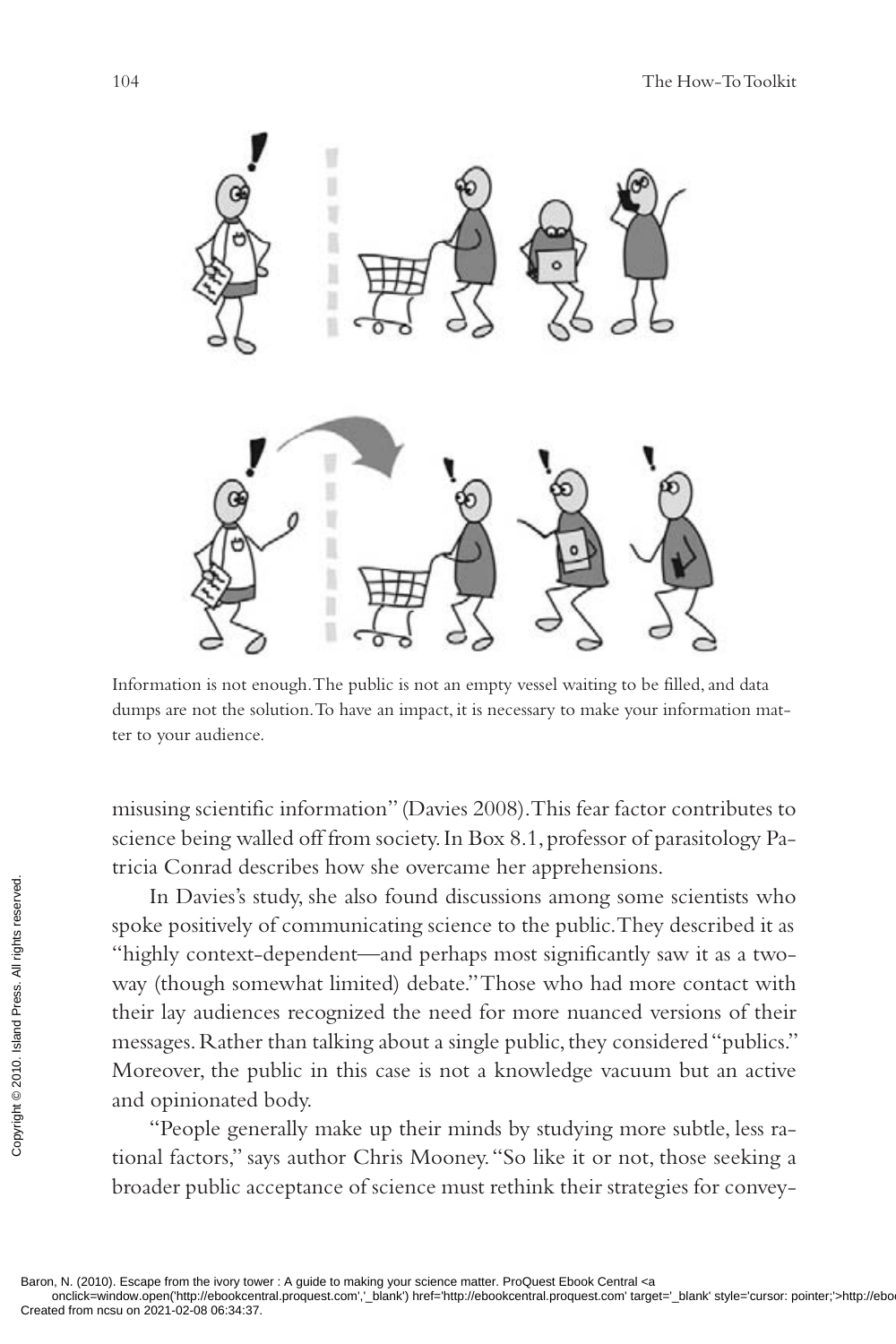Information is not enough. The public is not an empty vessel waiting to be filled, and data dumps are not the solution. To have an impact, it is necessary to make your information matter to your audience.

misusing scientific information" (Davies 2008). This fear factor contributes to science being walled off from society. In Box 8.1, professor of parasitology Patricia Conrad describes how she overcame her apprehensions.

In Davies's study, she also found discussions among some scientists who spoke positively of communicating science to the public. They described it as "highly context-dependent—and perhaps most significantly saw it as a two-way (though somewhat limited) debate." Those who had more contact with their lay audiences recognized the need for more nuanced versions of their messages. Rather than talking about a single public, they considered "publics." Moreover, the public in this case is not a knowledge vacuum but an active and opinionated body.

"People generally make up their minds by studying more subtle, less rational factors," says author Chris Mooney. "So like it or not, those seeking a broader public acceptance of science must rethink their strategies for convey-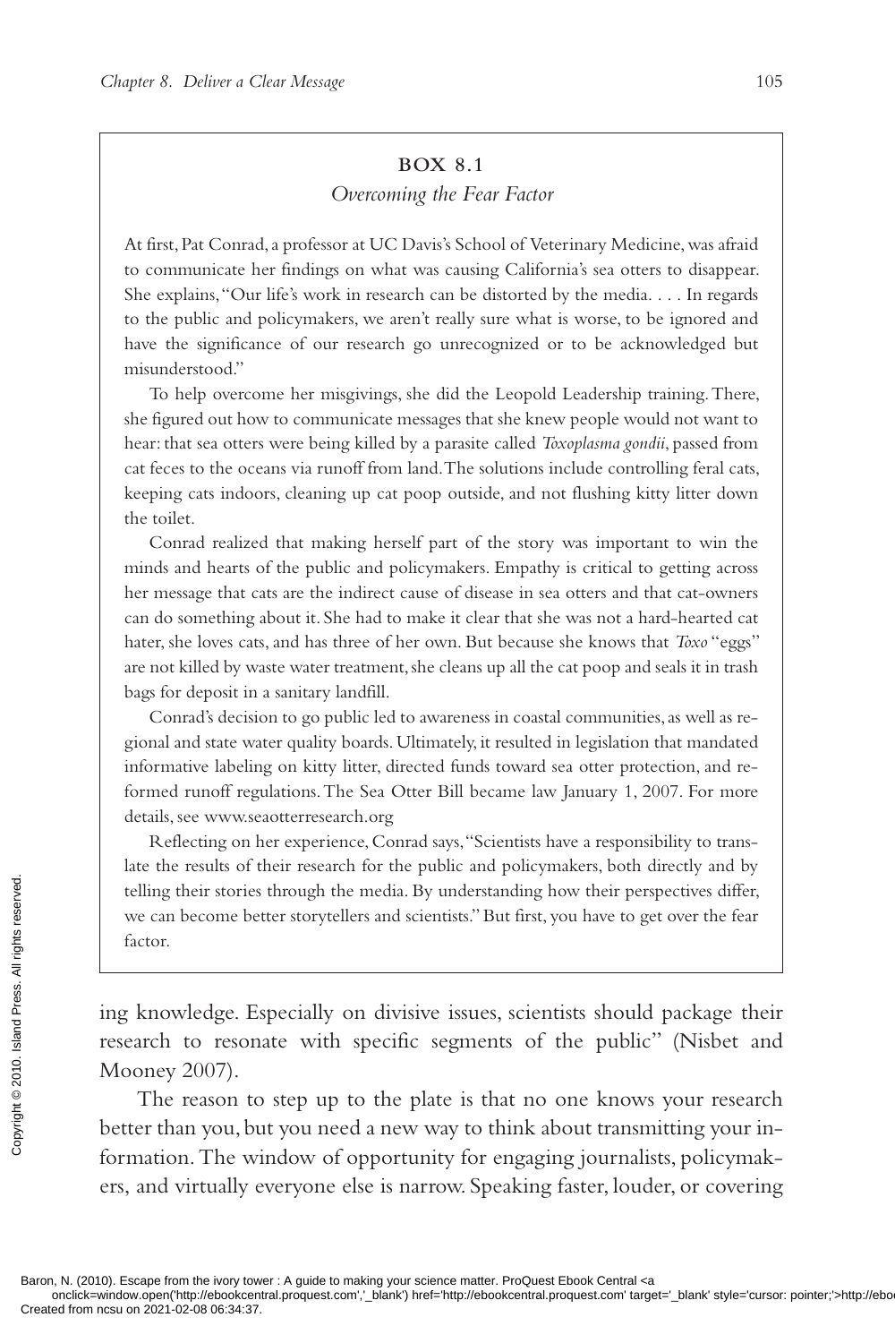## BOX 8.1

### *Overcoming the Fear Factor*

At first, Pat Conrad, a professor at UC Davis's School of Veterinary Medicine, was afraid to communicate her findings on what was causing California's sea otters to disappear. She explains, "Our life's work in research can be distorted by the media. . . . In regards to the public and policymakers, we aren't really sure what is worse, to be ignored and have the significance of our research go unrecognized or to be acknowledged but misunderstood."

To help overcome her misgivings, she did the Leopold Leadership training. There, she figured out how to communicate messages that she knew people would not want to hear: that sea otters were being killed by a parasite called *Toxoplasma gondii*, passed from cat feces to the oceans via runoff from land. The solutions include controlling feral cats, keeping cats indoors, cleaning up cat poop outside, and not flushing kitty litter down the toilet.

Conrad realized that making herself part of the story was important to win the minds and hearts of the public and policymakers. Empathy is critical to getting across her message that cats are the indirect cause of disease in sea otters and that cat-owners can do something about it. She had to make it clear that she was not a hard-hearted cat hater, she loves cats, and has three of her own. But because she knows that *Toxo* "eggs" are not killed by waste water treatment, she cleans up all the cat poop and seals it in trash bags for deposit in a sanitary landfill.

Conrad's decision to go public led to awareness in coastal communities, as well as regional and state water quality boards. Ultimately, it resulted in legislation that mandated informative labeling on kitty litter, directed funds toward sea otter protection, and reformed runoff regulations. The Sea Otter Bill became law January 1, 2007. For more details, see www.seaotterresearch.org

Reflecting on her experience, Conrad says, "Scientists have a responsibility to translate the results of their research for the public and policymakers, both directly and by telling their stories through the media. By understanding how their perspectives differ, we can become better storytellers and scientists." But first, you have to get over the fear factor.

ing knowledge. Especially on divisive issues, scientists should package their research to resonate with specific segments of the public" (Nisbet and Mooney 2007).

The reason to step up to the plate is that no one knows your research better than you, but you need a new way to think about transmitting your information. The window of opportunity for engaging journalists, policymakers, and virtually everyone else is narrow. Speaking faster, louder, or covering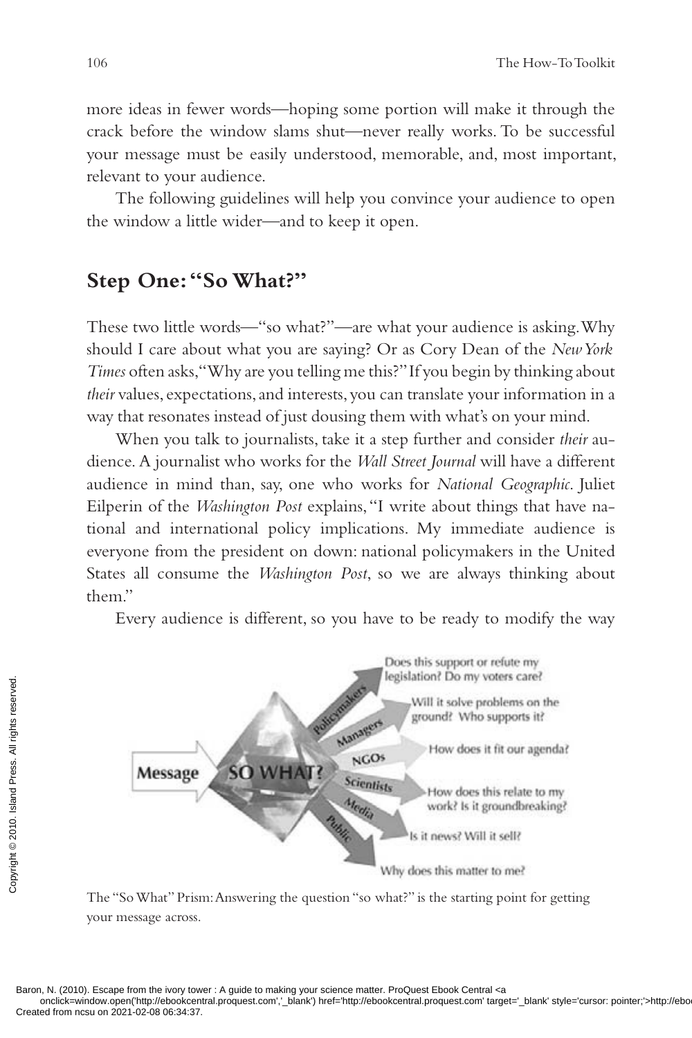more ideas in fewer words—hoping some portion will make it through the crack before the window slams shut—never really works. To be successful your message must be easily understood, memorable, and, most important, relevant to your audience.

The following guidelines will help you convince your audience to open the window a little wider—and to keep it open.

## Step One: "So What?"

These two little words—"so what?"—are what your audience is asking. Why should I care about what you are saying? Or as Cory Dean of the *New York Times* often asks, "Why are you telling me this?" If you begin by thinking about *their* values, expectations, and interests, you can translate your information in a way that resonates instead of just dousing them with what's on your mind.

When you talk to journalists, take it a step further and consider *their* audience. A journalist who works for the *Wall Street Journal* will have a different audience in mind than, say, one who works for *National Geographic*. Juliet Eilperin of the *Washington Post* explains, "I write about things that have national and international policy implications. My immediate audience is everyone from the president on down: national policymakers in the United States all consume the *Washington Post*, so we are always thinking about them."

Every audience is different, so you have to be ready to modify the way

The "So What" Prism: Answering the question "so what?" is the starting point for getting your message across.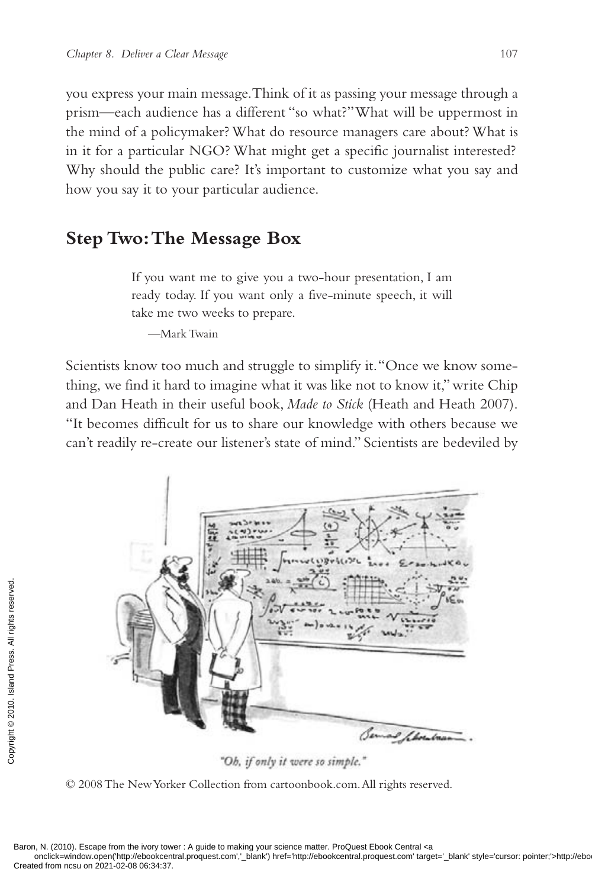you express your main message. Think of it as passing your message through a prism—each audience has a different "so what?" What will be uppermost in the mind of a policymaker? What do resource managers care about? What is in it for a particular NGO? What might get a specific journalist interested? Why should the public care? It's important to customize what you say and how you say it to your particular audience.

## Step Two: The Message Box

> If you want me to give you a two-hour presentation, I am ready today. If you want only a five-minute speech, it will take me two weeks to prepare.
>
> —Mark Twain

Scientists know too much and struggle to simplify it. "Once we know something, we find it hard to imagine what it was like not to know it," write Chip and Dan Heath in their useful book, *Made to Stick* (Heath and Heath 2007). "It becomes difficult for us to share our knowledge with others because we can't readily re-create our listener's state of mind." Scientists are bedeviled by

*"Oh, if only it were so simple."*

© 2008 The New Yorker Collection from cartoonbook.com. All rights reserved.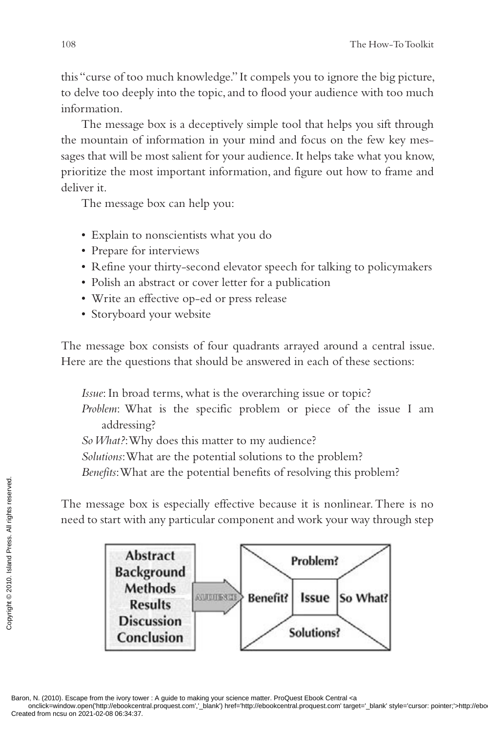this "curse of too much knowledge." It compels you to ignore the big picture, to delve too deeply into the topic, and to flood your audience with too much information.

The message box is a deceptively simple tool that helps you sift through the mountain of information in your mind and focus on the few key messages that will be most salient for your audience. It helps take what you know, prioritize the most important information, and figure out how to frame and deliver it.

The message box can help you:

- Explain to nonscientists what you do
- Prepare for interviews
- Refine your thirty-second elevator speech for talking to policymakers
- Polish an abstract or cover letter for a publication
- Write an effective op-ed or press release
- Storyboard your website

The message box consists of four quadrants arrayed around a central issue. Here are the questions that should be answered in each of these sections:

*Issue*: In broad terms, what is the overarching issue or topic?
*Problem*: What is the specific problem or piece of the issue I am addressing?
*So What?*: Why does this matter to my audience?
*Solutions*: What are the potential solutions to the problem?
*Benefits*: What are the potential benefits of resolving this problem?

The message box is especially effective because it is nonlinear. There is no need to start with any particular component and work your way through step

Abstract
Background
Methods
Results
Discussion
Conclusion

AUDIENCE

Problem?
Benefit? Issue So What?
Solutions?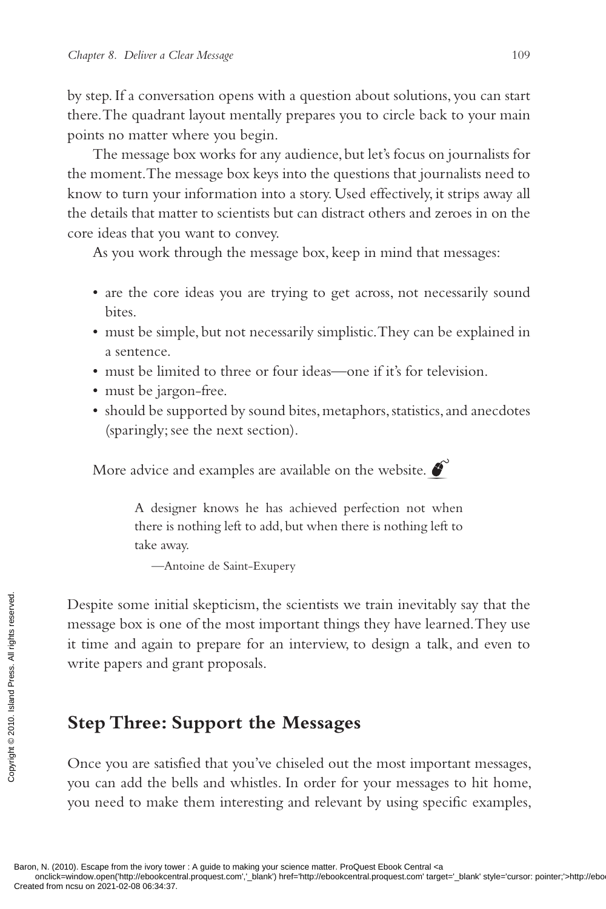by step. If a conversation opens with a question about solutions, you can start there. The quadrant layout mentally prepares you to circle back to your main points no matter where you begin.

The message box works for any audience, but let's focus on journalists for the moment. The message box keys into the questions that journalists need to know to turn your information into a story. Used effectively, it strips away all the details that matter to scientists but can distract others and zeroes in on the core ideas that you want to convey.

As you work through the message box, keep in mind that messages:

- are the core ideas you are trying to get across, not necessarily sound bites.
- must be simple, but not necessarily simplistic. They can be explained in a sentence.
- must be limited to three or four ideas—one if it's for television.
- must be jargon-free.
- should be supported by sound bites, metaphors, statistics, and anecdotes (sparingly; see the next section).

More advice and examples are available on the website.

> A designer knows he has achieved perfection not when there is nothing left to add, but when there is nothing left to take away.
>
> —Antoine de Saint-Exupery

Despite some initial skepticism, the scientists we train inevitably say that the message box is one of the most important things they have learned. They use it time and again to prepare for an interview, to design a talk, and even to write papers and grant proposals.

## Step Three: Support the Messages

Once you are satisfied that you've chiseled out the most important messages, you can add the bells and whistles. In order for your messages to hit home, you need to make them interesting and relevant by using specific examples,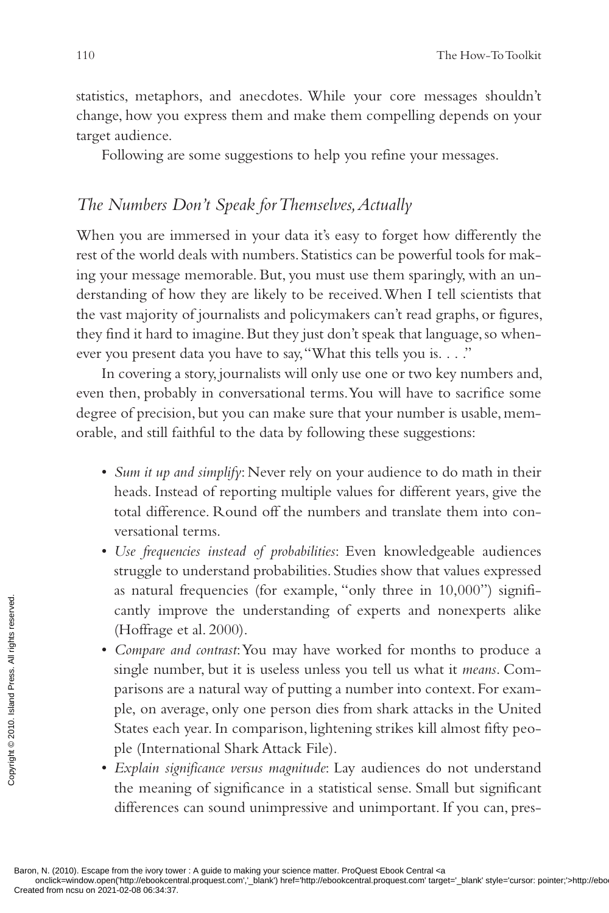statistics, metaphors, and anecdotes. While your core messages shouldn't change, how you express them and make them compelling depends on your target audience.

Following are some suggestions to help you refine your messages.

## *The Numbers Don't Speak for Themselves, Actually*

When you are immersed in your data it's easy to forget how differently the rest of the world deals with numbers. Statistics can be powerful tools for making your message memorable. But, you must use them sparingly, with an understanding of how they are likely to be received. When I tell scientists that the vast majority of journalists and policymakers can't read graphs, or figures, they find it hard to imagine. But they just don't speak that language, so whenever you present data you have to say, "What this tells you is. . . ."

In covering a story, journalists will only use one or two key numbers and, even then, probably in conversational terms. You will have to sacrifice some degree of precision, but you can make sure that your number is usable, memorable, and still faithful to the data by following these suggestions:

- *Sum it up and simplify*: Never rely on your audience to do math in their heads. Instead of reporting multiple values for different years, give the total difference. Round off the numbers and translate them into conversational terms.
- *Use frequencies instead of probabilities*: Even knowledgeable audiences struggle to understand probabilities. Studies show that values expressed as natural frequencies (for example, "only three in 10,000") significantly improve the understanding of experts and nonexperts alike (Hoffrage et al. 2000).
- *Compare and contrast*: You may have worked for months to produce a single number, but it is useless unless you tell us what it *means*. Comparisons are a natural way of putting a number into context. For example, on average, only one person dies from shark attacks in the United States each year. In comparison, lightening strikes kill almost fifty people (International Shark Attack File).
- *Explain significance versus magnitude*: Lay audiences do not understand the meaning of significance in a statistical sense. Small but significant differences can sound unimpressive and unimportant. If you can, pres-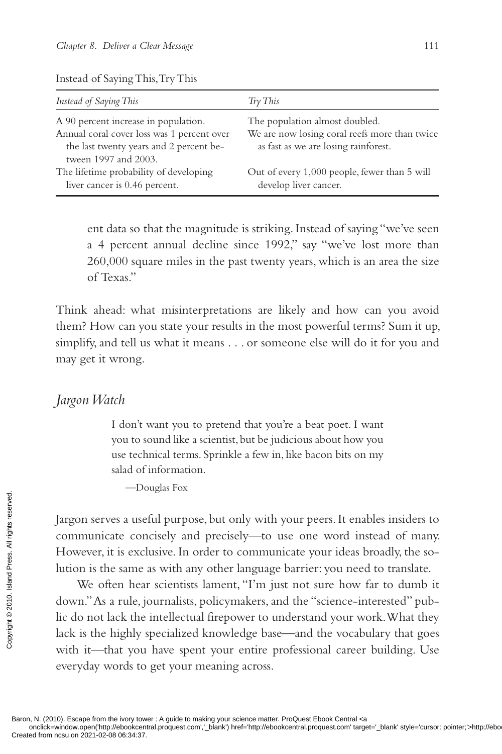Instead of Saying This, Try This

| *Instead of Saying This* | *Try This* |
|---|---|
| A 90 percent increase in population. | The population almost doubled. |
| Annual coral cover loss was 1 percent over the last twenty years and 2 percent between 1997 and 2003. | We are now losing coral reefs more than twice as fast as we are losing rainforest. |
| The lifetime probability of developing liver cancer is 0.46 percent. | Out of every 1,000 people, fewer than 5 will develop liver cancer. |

ent data so that the magnitude is striking. Instead of saying "we've seen a 4 percent annual decline since 1992," say "we've lost more than 260,000 square miles in the past twenty years, which is an area the size of Texas."

Think ahead: what misinterpretations are likely and how can you avoid them? How can you state your results in the most powerful terms? Sum it up, simplify, and tell us what it means . . . or someone else will do it for you and may get it wrong.

## *Jargon Watch*

> I don't want you to pretend that you're a beat poet. I want you to sound like a scientist, but be judicious about how you use technical terms. Sprinkle a few in, like bacon bits on my salad of information.
>
> —Douglas Fox

Jargon serves a useful purpose, but only with your peers. It enables insiders to communicate concisely and precisely—to use one word instead of many. However, it is exclusive. In order to communicate your ideas broadly, the solution is the same as with any other language barrier: you need to translate.

We often hear scientists lament, "I'm just not sure how far to dumb it down." As a rule, journalists, policymakers, and the "science-interested" public do not lack the intellectual firepower to understand your work. What they lack is the highly specialized knowledge base—and the vocabulary that goes with it—that you have spent your entire professional career building. Use everyday words to get your meaning across.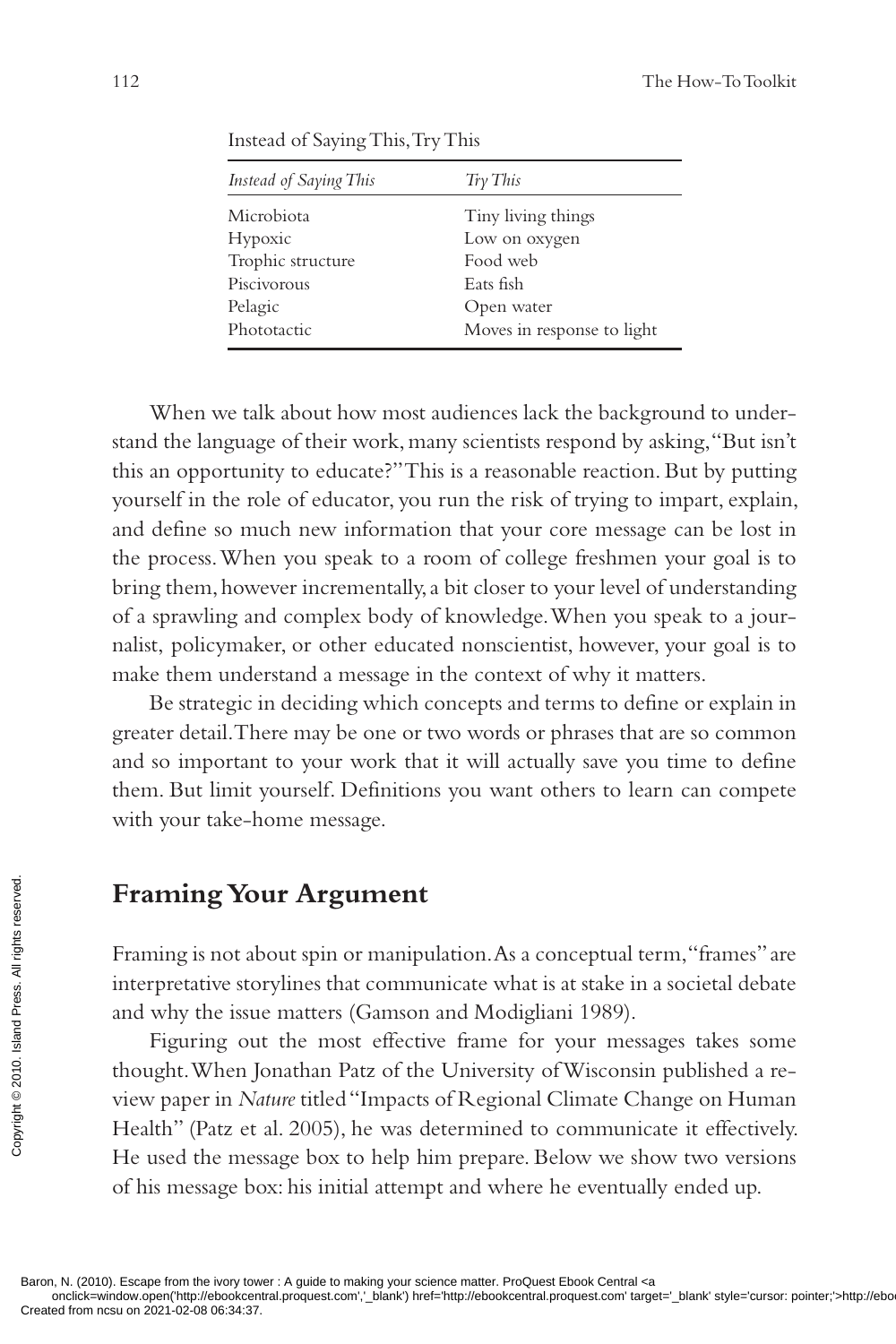Instead of Saying This, Try This

| *Instead of Saying This* | *Try This* |
|---|---|
| Microbiota | Tiny living things |
| Hypoxic | Low on oxygen |
| Trophic structure | Food web |
| Piscivorous | Eats fish |
| Pelagic | Open water |
| Phototactic | Moves in response to light |

When we talk about how most audiences lack the background to understand the language of their work, many scientists respond by asking, "But isn't this an opportunity to educate?" This is a reasonable reaction. But by putting yourself in the role of educator, you run the risk of trying to impart, explain, and define so much new information that your core message can be lost in the process. When you speak to a room of college freshmen your goal is to bring them, however incrementally, a bit closer to your level of understanding of a sprawling and complex body of knowledge. When you speak to a journalist, policymaker, or other educated nonscientist, however, your goal is to make them understand a message in the context of why it matters.

Be strategic in deciding which concepts and terms to define or explain in greater detail. There may be one or two words or phrases that are so common and so important to your work that it will actually save you time to define them. But limit yourself. Definitions you want others to learn can compete with your take-home message.

## Framing Your Argument

Framing is not about spin or manipulation. As a conceptual term, "frames" are interpretative storylines that communicate what is at stake in a societal debate and why the issue matters (Gamson and Modigliani 1989).

Figuring out the most effective frame for your messages takes some thought. When Jonathan Patz of the University of Wisconsin published a review paper in *Nature* titled "Impacts of Regional Climate Change on Human Health" (Patz et al. 2005), he was determined to communicate it effectively. He used the message box to help him prepare. Below we show two versions of his message box: his initial attempt and where he eventually ended up.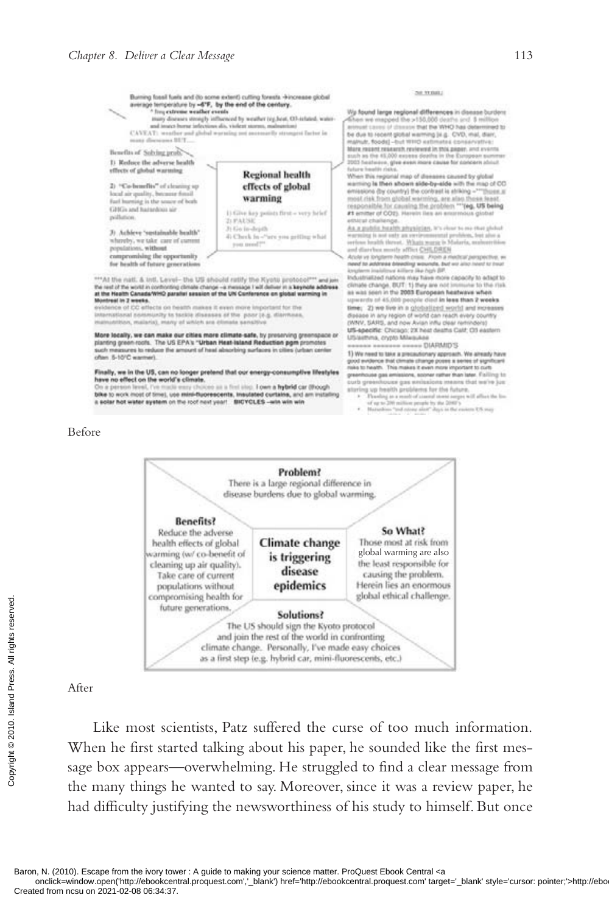Before

**Problem?**
There is a large regional difference in disease burdens due to global warming.

**Benefits?**
Reduce the adverse health effects of global warming (w/ co-benefit of cleaning up air quality).
Take care of current populations without compromising health for future generations.

**Climate change is triggering disease epidemics**

**So What?**
Those most at risk from global warming are also the least responsible for causing the problem. Herein lies an enormous global ethical challenge.

**Solutions?**
The US should sign the Kyoto protocol and join the rest of the world in confronting climate change. Personally, I've made easy choices as a first step (e.g. hybrid car, mini-fluorescents, etc.)

After

Like most scientists, Patz suffered the curse of too much information. When he first started talking about his paper, he sounded like the first message box appears—overwhelming. He struggled to find a clear message from the many things he wanted to say. Moreover, since it was a review paper, he had difficulty justifying the newsworthiness of his study to himself. But once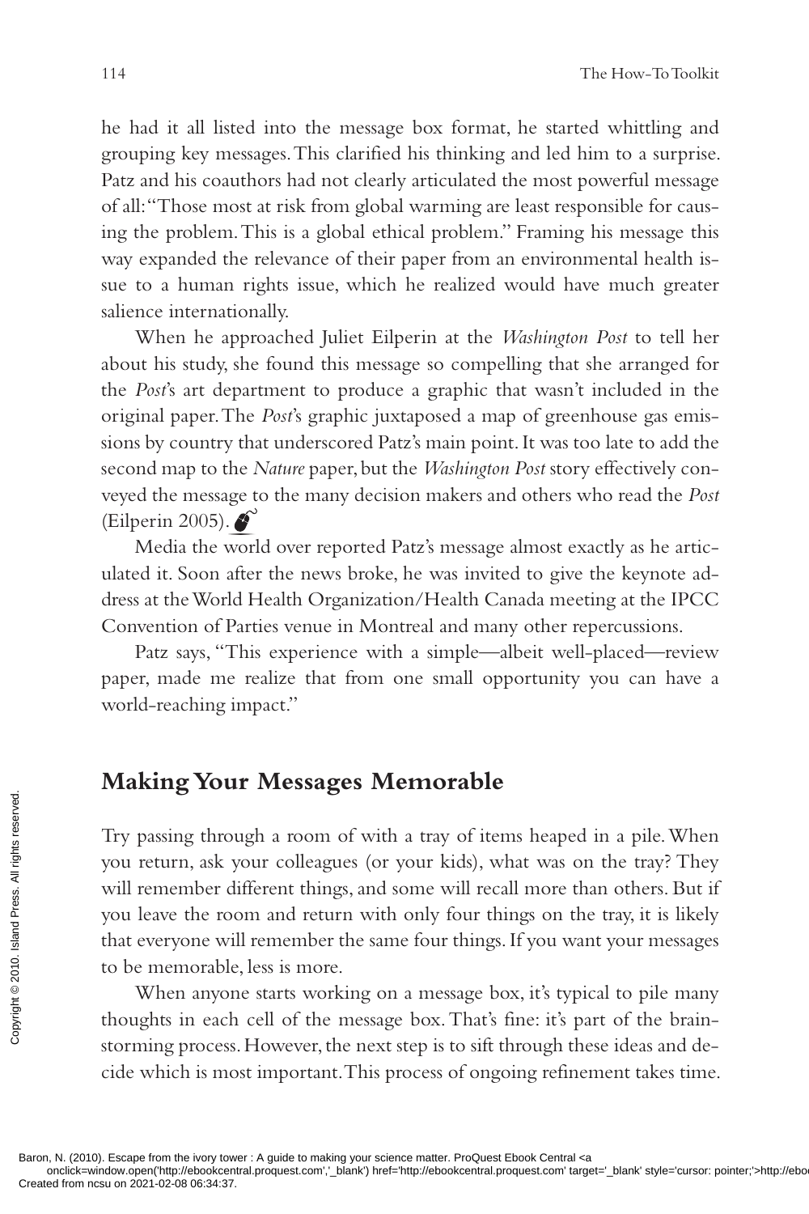he had it all listed into the message box format, he started whittling and grouping key messages. This clarified his thinking and led him to a surprise. Patz and his coauthors had not clearly articulated the most powerful message of all: "Those most at risk from global warming are least responsible for causing the problem. This is a global ethical problem." Framing his message this way expanded the relevance of their paper from an environmental health issue to a human rights issue, which he realized would have much greater salience internationally.

When he approached Juliet Eilperin at the *Washington Post* to tell her about his study, she found this message so compelling that she arranged for the *Post*'s art department to produce a graphic that wasn't included in the original paper. The *Post*'s graphic juxtaposed a map of greenhouse gas emissions by country that underscored Patz's main point. It was too late to add the second map to the *Nature* paper, but the *Washington Post* story effectively conveyed the message to the many decision makers and others who read the *Post* (Eilperin 2005).

Media the world over reported Patz's message almost exactly as he articulated it. Soon after the news broke, he was invited to give the keynote address at the World Health Organization/Health Canada meeting at the IPCC Convention of Parties venue in Montreal and many other repercussions.

Patz says, "This experience with a simple—albeit well-placed—review paper, made me realize that from one small opportunity you can have a world-reaching impact."

## Making Your Messages Memorable

Try passing through a room of with a tray of items heaped in a pile. When you return, ask your colleagues (or your kids), what was on the tray? They will remember different things, and some will recall more than others. But if you leave the room and return with only four things on the tray, it is likely that everyone will remember the same four things. If you want your messages to be memorable, less is more.

When anyone starts working on a message box, it's typical to pile many thoughts in each cell of the message box. That's fine: it's part of the brainstorming process. However, the next step is to sift through these ideas and decide which is most important. This process of ongoing refinement takes time.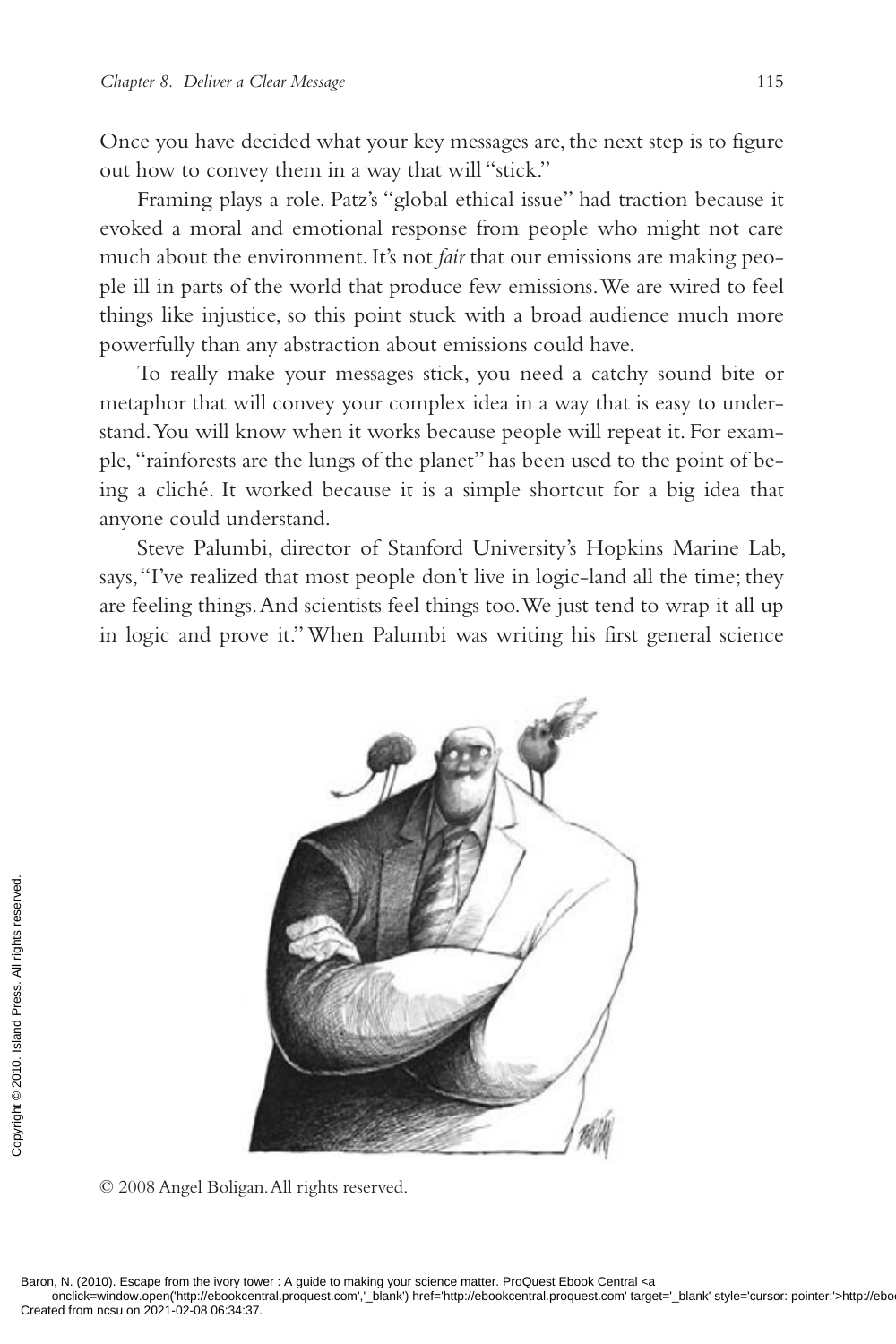Once you have decided what your key messages are, the next step is to figure out how to convey them in a way that will "stick."

Framing plays a role. Patz's "global ethical issue" had traction because it evoked a moral and emotional response from people who might not care much about the environment. It's not *fair* that our emissions are making people ill in parts of the world that produce few emissions. We are wired to feel things like injustice, so this point stuck with a broad audience much more powerfully than any abstraction about emissions could have.

To really make your messages stick, you need a catchy sound bite or metaphor that will convey your complex idea in a way that is easy to understand. You will know when it works because people will repeat it. For example, "rainforests are the lungs of the planet" has been used to the point of being a cliché. It worked because it is a simple shortcut for a big idea that anyone could understand.

Steve Palumbi, director of Stanford University's Hopkins Marine Lab, says, "I've realized that most people don't live in logic-land all the time; they are feeling things. And scientists feel things too. We just tend to wrap it all up in logic and prove it." When Palumbi was writing his first general science

© 2008 Angel Boligan. All rights reserved.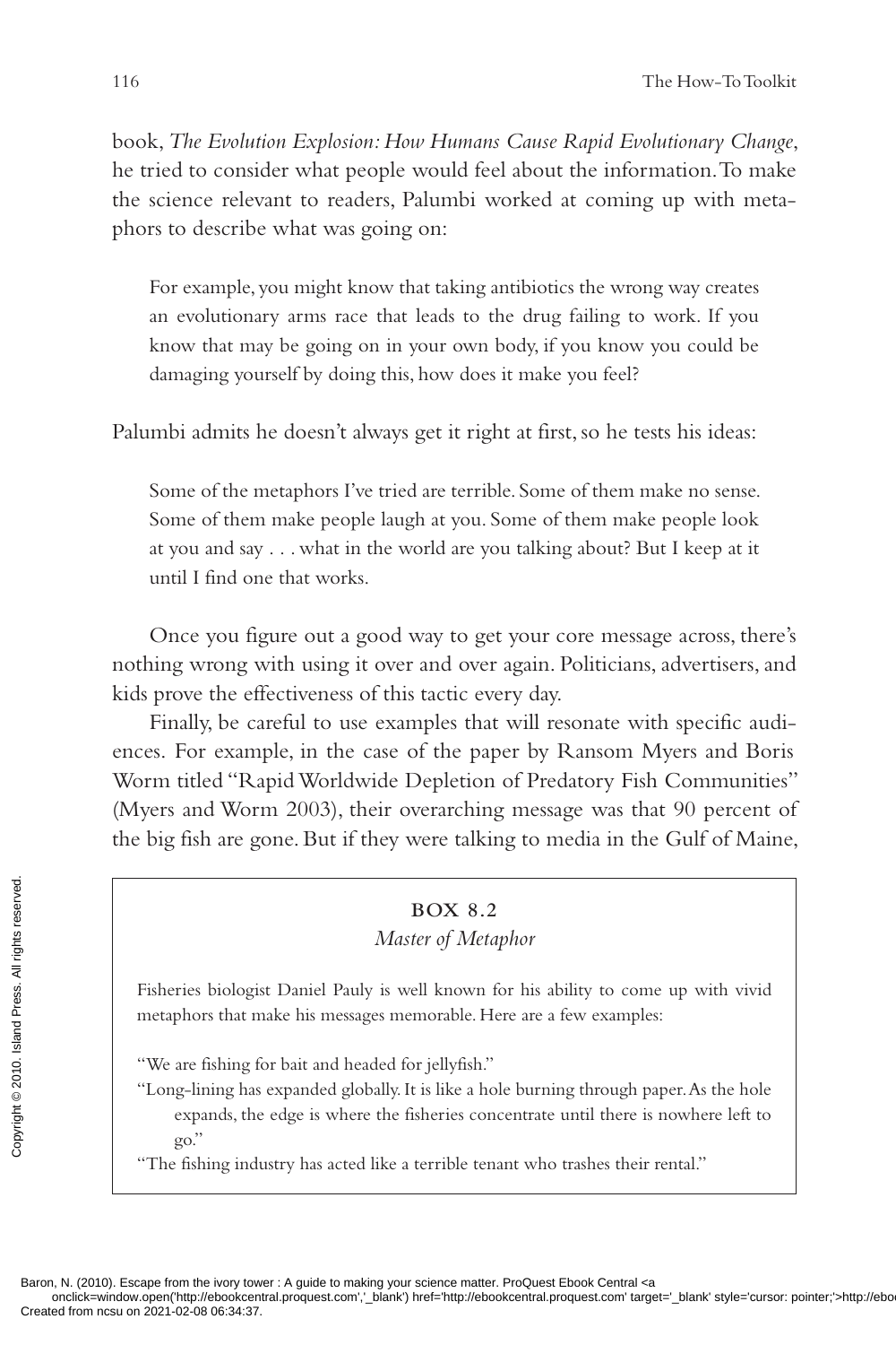book, *The Evolution Explosion: How Humans Cause Rapid Evolutionary Change*, he tried to consider what people would feel about the information. To make the science relevant to readers, Palumbi worked at coming up with metaphors to describe what was going on:

> For example, you might know that taking antibiotics the wrong way creates an evolutionary arms race that leads to the drug failing to work. If you know that may be going on in your own body, if you know you could be damaging yourself by doing this, how does it make you feel?

Palumbi admits he doesn't always get it right at first, so he tests his ideas:

> Some of the metaphors I've tried are terrible. Some of them make no sense. Some of them make people laugh at you. Some of them make people look at you and say . . . what in the world are you talking about? But I keep at it until I find one that works.

Once you figure out a good way to get your core message across, there's nothing wrong with using it over and over again. Politicians, advertisers, and kids prove the effectiveness of this tactic every day.

Finally, be careful to use examples that will resonate with specific audiences. For example, in the case of the paper by Ransom Myers and Boris Worm titled "Rapid Worldwide Depletion of Predatory Fish Communities" (Myers and Worm 2003), their overarching message was that 90 percent of the big fish are gone. But if they were talking to media in the Gulf of Maine,

---

**BOX 8.2**

*Master of Metaphor*

Fisheries biologist Daniel Pauly is well known for his ability to come up with vivid metaphors that make his messages memorable. Here are a few examples:

"We are fishing for bait and headed for jellyfish."

"Long-lining has expanded globally. It is like a hole burning through paper. As the hole expands, the edge is where the fisheries concentrate until there is nowhere left to go."

"The fishing industry has acted like a terrible tenant who trashes their rental."

---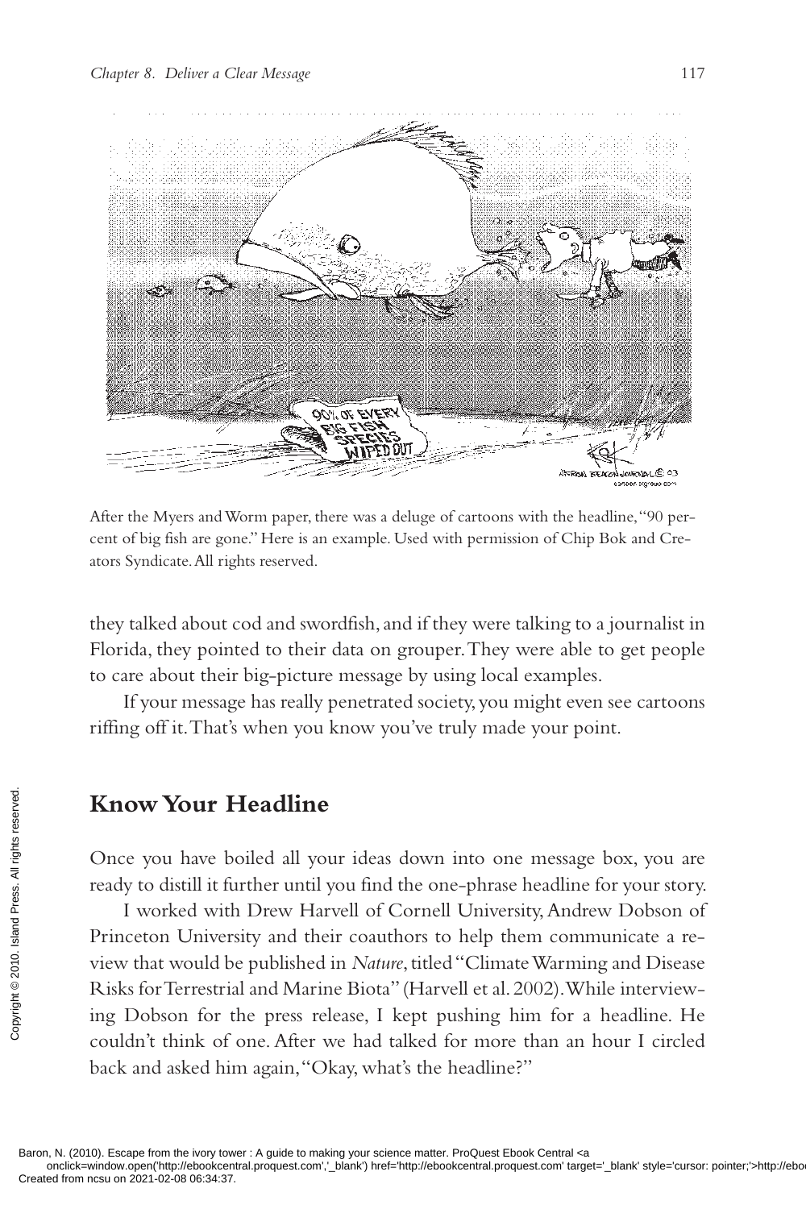After the Myers and Worm paper, there was a deluge of cartoons with the headline, "90 percent of big fish are gone." Here is an example. Used with permission of Chip Bok and Creators Syndicate. All rights reserved.

they talked about cod and swordfish, and if they were talking to a journalist in Florida, they pointed to their data on grouper. They were able to get people to care about their big-picture message by using local examples.

If your message has really penetrated society, you might even see cartoons riffing off it. That's when you know you've truly made your point.

## Know Your Headline

Once you have boiled all your ideas down into one message box, you are ready to distill it further until you find the one-phrase headline for your story.

I worked with Drew Harvell of Cornell University, Andrew Dobson of Princeton University and their coauthors to help them communicate a review that would be published in *Nature*, titled "Climate Warming and Disease Risks for Terrestrial and Marine Biota" (Harvell et al. 2002). While interviewing Dobson for the press release, I kept pushing him for a headline. He couldn't think of one. After we had talked for more than an hour I circled back and asked him again, "Okay, what's the headline?"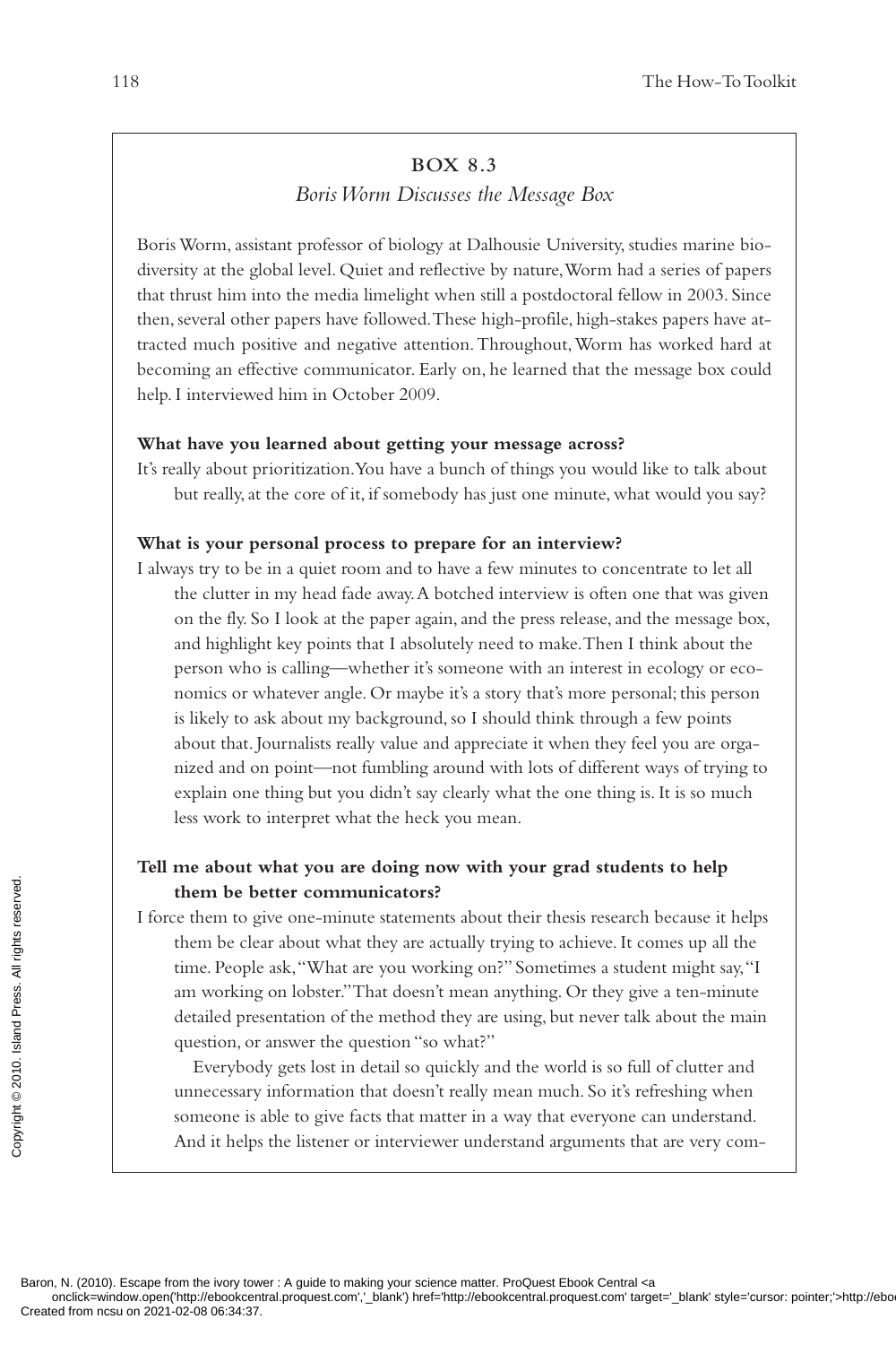## BOX 8.3

### *Boris Worm Discusses the Message Box*

Boris Worm, assistant professor of biology at Dalhousie University, studies marine biodiversity at the global level. Quiet and reflective by nature, Worm had a series of papers that thrust him into the media limelight when still a postdoctoral fellow in 2003. Since then, several other papers have followed. These high-profile, high-stakes papers have attracted much positive and negative attention. Throughout, Worm has worked hard at becoming an effective communicator. Early on, he learned that the message box could help. I interviewed him in October 2009.

**What have you learned about getting your message across?**

It's really about prioritization. You have a bunch of things you would like to talk about but really, at the core of it, if somebody has just one minute, what would you say?

**What is your personal process to prepare for an interview?**

I always try to be in a quiet room and to have a few minutes to concentrate to let all the clutter in my head fade away. A botched interview is often one that was given on the fly. So I look at the paper again, and the press release, and the message box, and highlight key points that I absolutely need to make. Then I think about the person who is calling—whether it's someone with an interest in ecology or economics or whatever angle. Or maybe it's a story that's more personal; this person is likely to ask about my background, so I should think through a few points about that. Journalists really value and appreciate it when they feel you are organized and on point—not fumbling around with lots of different ways of trying to explain one thing but you didn't say clearly what the one thing is. It is so much less work to interpret what the heck you mean.

**Tell me about what you are doing now with your grad students to help them be better communicators?**

I force them to give one-minute statements about their thesis research because it helps them be clear about what they are actually trying to achieve. It comes up all the time. People ask, "What are you working on?" Sometimes a student might say, "I am working on lobster." That doesn't mean anything. Or they give a ten-minute detailed presentation of the method they are using, but never talk about the main question, or answer the question "so what?"

Everybody gets lost in detail so quickly and the world is so full of clutter and unnecessary information that doesn't really mean much. So it's refreshing when someone is able to give facts that matter in a way that everyone can understand. And it helps the listener or interviewer understand arguments that are very com-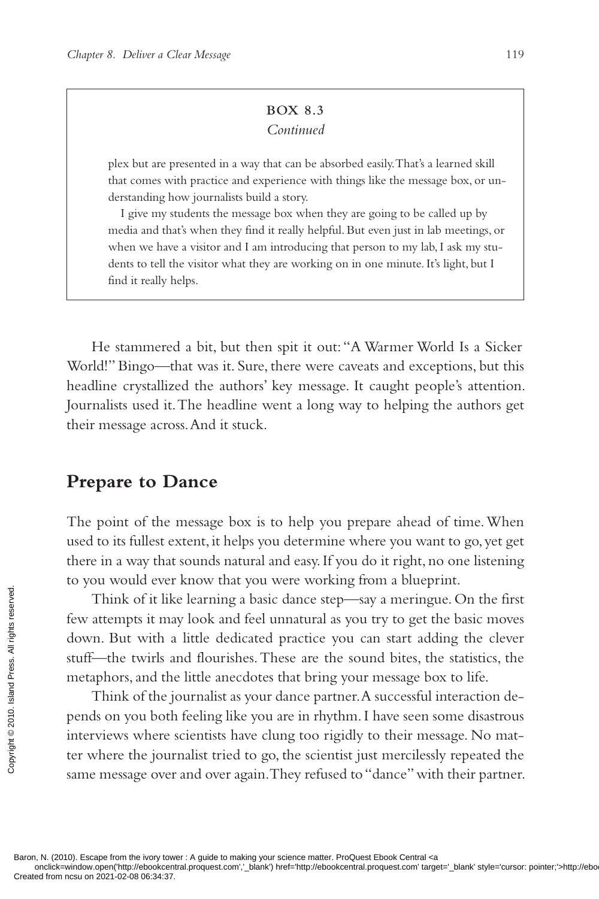**BOX 8.3**
*Continued*

plex but are presented in a way that can be absorbed easily. That's a learned skill that comes with practice and experience with things like the message box, or understanding how journalists build a story.

I give my students the message box when they are going to be called up by media and that's when they find it really helpful. But even just in lab meetings, or when we have a visitor and I am introducing that person to my lab, I ask my students to tell the visitor what they are working on in one minute. It's light, but I find it really helps.

He stammered a bit, but then spit it out: "A Warmer World Is a Sicker World!" Bingo—that was it. Sure, there were caveats and exceptions, but this headline crystallized the authors' key message. It caught people's attention. Journalists used it. The headline went a long way to helping the authors get their message across. And it stuck.

## Prepare to Dance

The point of the message box is to help you prepare ahead of time. When used to its fullest extent, it helps you determine where you want to go, yet get there in a way that sounds natural and easy. If you do it right, no one listening to you would ever know that you were working from a blueprint.

Think of it like learning a basic dance step—say a meringue. On the first few attempts it may look and feel unnatural as you try to get the basic moves down. But with a little dedicated practice you can start adding the clever stuff—the twirls and flourishes. These are the sound bites, the statistics, the metaphors, and the little anecdotes that bring your message box to life.

Think of the journalist as your dance partner. A successful interaction depends on you both feeling like you are in rhythm. I have seen some disastrous interviews where scientists have clung too rigidly to their message. No matter where the journalist tried to go, the scientist just mercilessly repeated the same message over and over again. They refused to "dance" with their partner.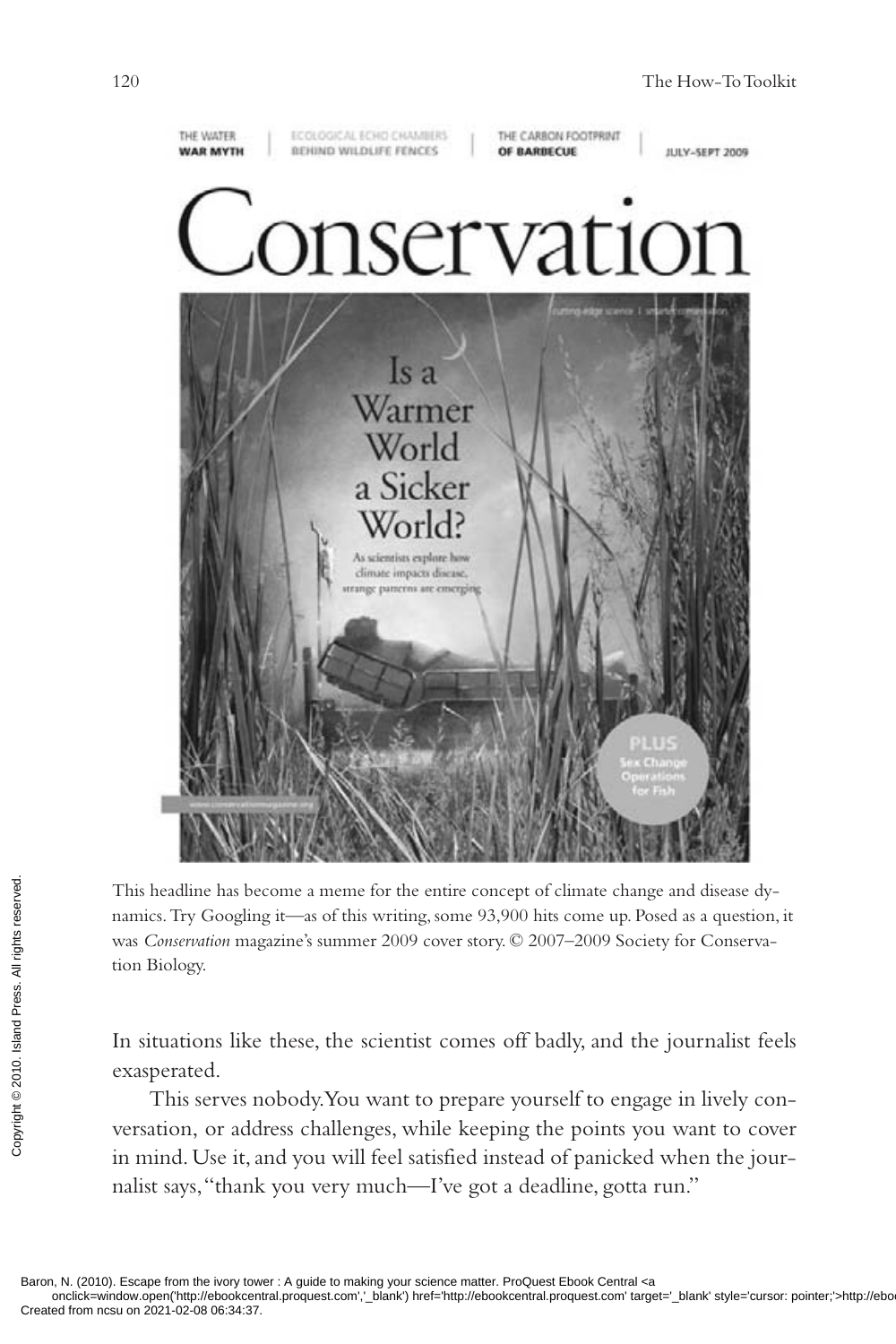This headline has become a meme for the entire concept of climate change and disease dynamics. Try Googling it—as of this writing, some 93,900 hits come up. Posed as a question, it was *Conservation* magazine's summer 2009 cover story. © 2007–2009 Society for Conservation Biology.

In situations like these, the scientist comes off badly, and the journalist feels exasperated.

This serves nobody. You want to prepare yourself to engage in lively conversation, or address challenges, while keeping the points you want to cover in mind. Use it, and you will feel satisfied instead of panicked when the journalist says, "thank you very much—I've got a deadline, gotta run."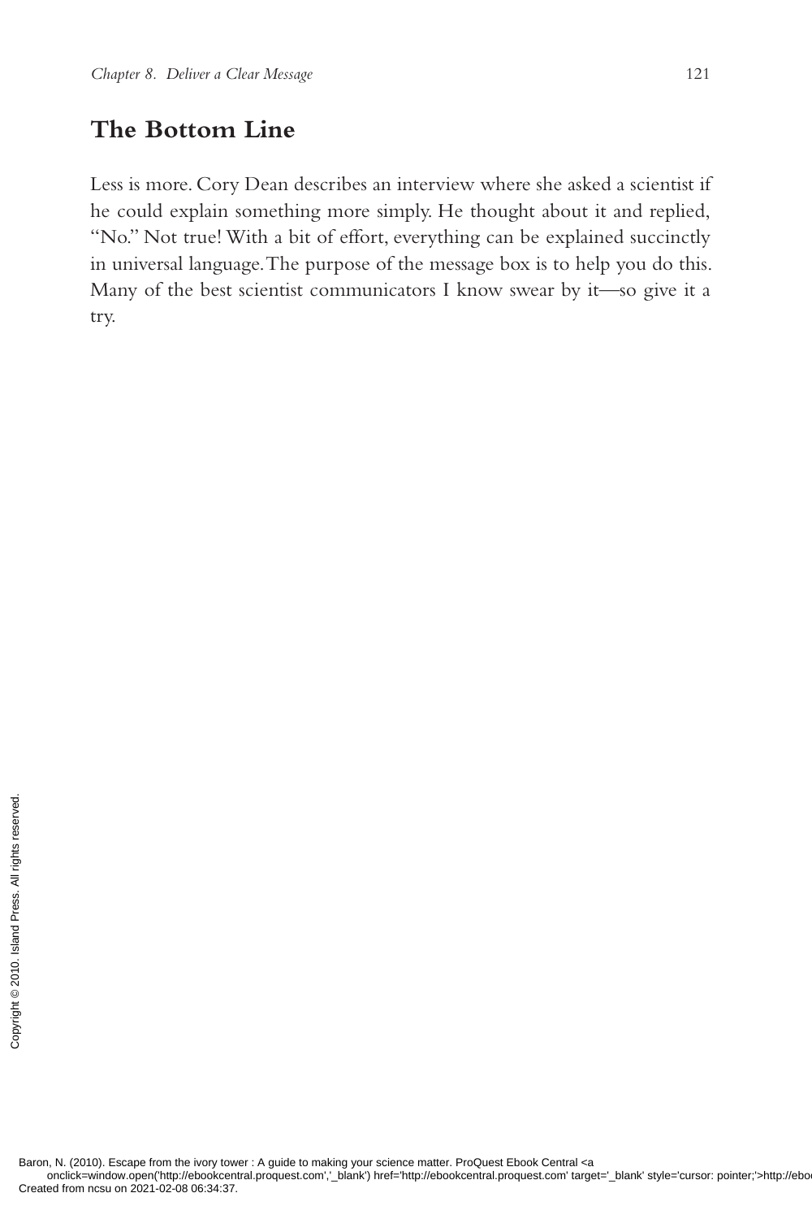## The Bottom Line

Less is more. Cory Dean describes an interview where she asked a scientist if he could explain something more simply. He thought about it and replied, "No." Not true! With a bit of effort, everything can be explained succinctly in universal language. The purpose of the message box is to help you do this. Many of the best scientist communicators I know swear by it—so give it a try.